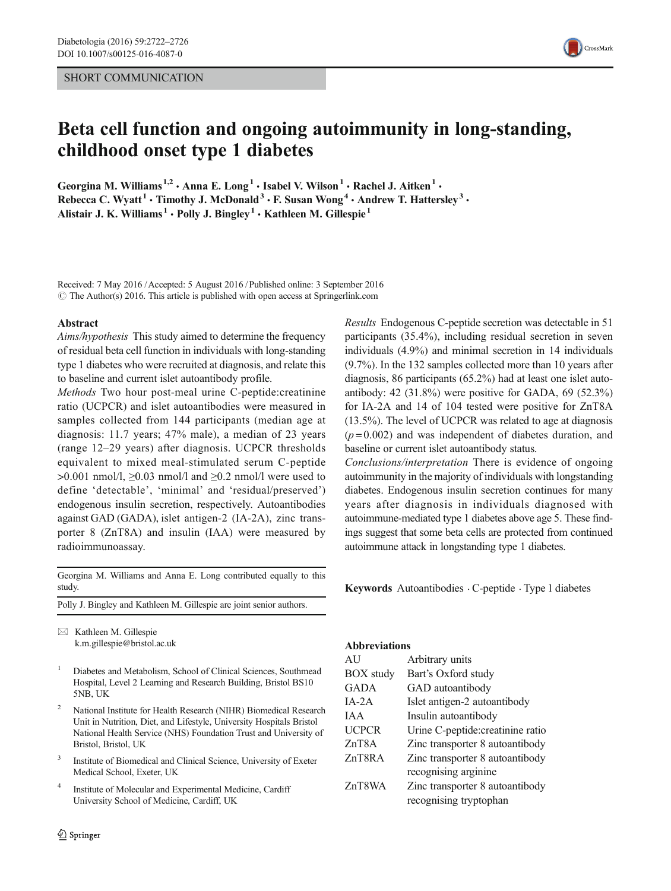SHORT COMMUNICATION

# Beta cell function and ongoing autoimmunity in long-standing, childhood onset type 1 diabetes

Georgina M. Williams[1,2] · Anna E. Long[1] · Isabel V. Wilson[1] · Rachel J. Aitken[1] · Rebecca C. Wyatt[1] · Timothy J. McDonald[3] · F. Susan Wong[4] · Andrew T. Hattersley[3] · Alistair J. K. Williams[1] · Polly J. Bingley[1] · Kathleen M. Gillespie[1]

Received: 7 May 2016 / Accepted: 5 August 2016 / Published online: 3 September 2016
© The Author(s) 2016. This article is published with open access at Springerlink.com

## Abstract

*Aims/hypothesis* This study aimed to determine the frequency of residual beta cell function in individuals with long-standing type 1 diabetes who were recruited at diagnosis, and relate this to baseline and current islet autoantibody profile.

*Methods* Two hour post-meal urine C-peptide:creatinine ratio (UCPCR) and islet autoantibodies were measured in samples collected from 144 participants (median age at diagnosis: 11.7 years; 47% male), a median of 23 years (range 12–29 years) after diagnosis. UCPCR thresholds equivalent to mixed meal-stimulated serum C-peptide >0.001 nmol/l, ≥0.03 nmol/l and ≥0.2 nmol/l were used to define 'detectable', 'minimal' and 'residual/preserved') endogenous insulin secretion, respectively. Autoantibodies against GAD (GADA), islet antigen-2 (IA-2A), zinc transporter 8 (ZnT8A) and insulin (IAA) were measured by radioimmunoassay.

*Results* Endogenous C-peptide secretion was detectable in 51 participants (35.4%), including residual secretion in seven individuals (4.9%) and minimal secretion in 14 individuals (9.7%). In the 132 samples collected more than 10 years after diagnosis, 86 participants (65.2%) had at least one islet autoantibody: 42 (31.8%) were positive for GADA, 69 (52.3%) for IA-2A and 14 of 104 tested were positive for ZnT8A (13.5%). The level of UCPCR was related to age at diagnosis ($p = 0.002$) and was independent of diabetes duration, and baseline or current islet autoantibody status.

*Conclusions/interpretation* There is evidence of ongoing autoimmunity in the majority of individuals with longstanding diabetes. Endogenous insulin secretion continues for many years after diagnosis in individuals diagnosed with autoimmune-mediated type 1 diabetes above age 5. These findings suggest that some beta cells are protected from continued autoimmune attack in longstanding type 1 diabetes.

**Keywords** Autoantibodies · C-peptide · Type 1 diabetes

Georgina M. Williams and Anna E. Long contributed equally to this study.

Polly J. Bingley and Kathleen M. Gillespie are joint senior authors.

✉ Kathleen M. Gillespie
k.m.gillespie@bristol.ac.uk

[1] Diabetes and Metabolism, School of Clinical Sciences, Southmead Hospital, Level 2 Learning and Research Building, Bristol BS10 5NB, UK

[2] National Institute for Health Research (NIHR) Biomedical Research Unit in Nutrition, Diet, and Lifestyle, University Hospitals Bristol National Health Service (NHS) Foundation Trust and University of Bristol, Bristol, UK

[3] Institute of Biomedical and Clinical Science, University of Exeter Medical School, Exeter, UK

[4] Institute of Molecular and Experimental Medicine, Cardiff University School of Medicine, Cardiff, UK

## Abbreviations

| | |
|---|---|
| AU | Arbitrary units |
| BOX study | Bart's Oxford study |
| GADA | GAD autoantibody |
| IA-2A | Islet antigen-2 autoantibody |
| IAA | Insulin autoantibody |
| UCPCR | Urine C-peptide:creatinine ratio |
| ZnT8A | Zinc transporter 8 autoantibody |
| ZnT8RA | Zinc transporter 8 autoantibody recognising arginine |
| ZnT8WA | Zinc transporter 8 autoantibody recognising tryptophan |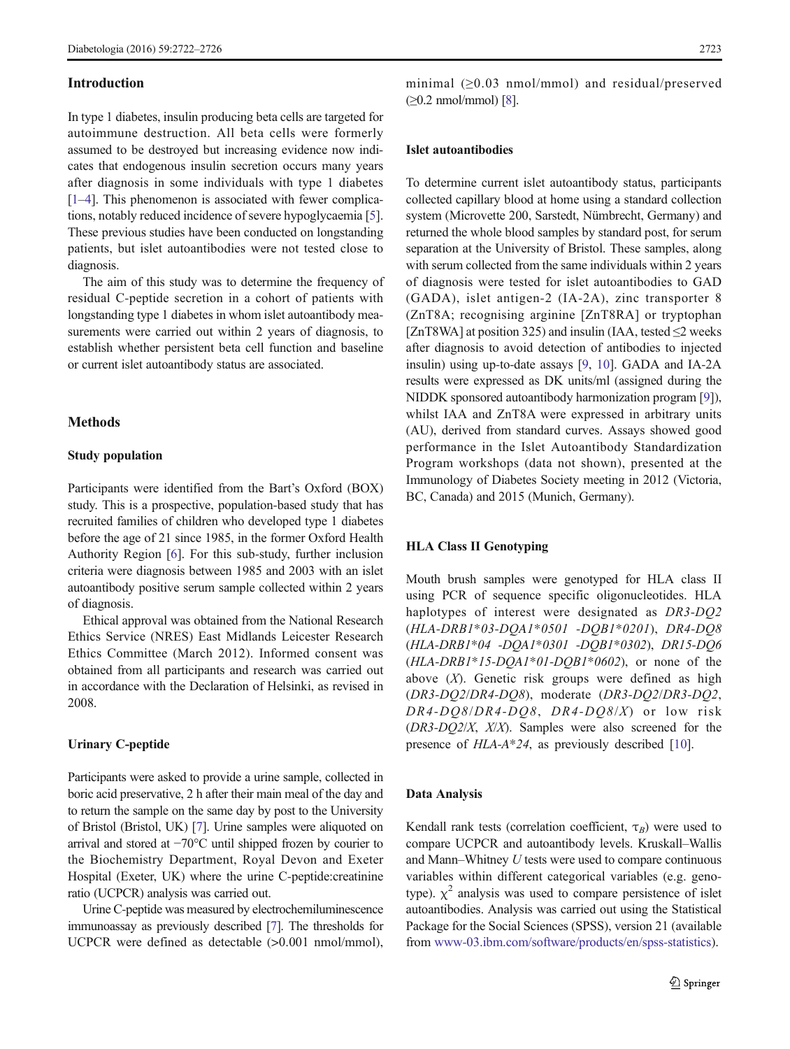## Introduction

In type 1 diabetes, insulin producing beta cells are targeted for autoimmune destruction. All beta cells were formerly assumed to be destroyed but increasing evidence now indicates that endogenous insulin secretion occurs many years after diagnosis in some individuals with type 1 diabetes [1–4]. This phenomenon is associated with fewer complications, notably reduced incidence of severe hypoglycaemia [5]. These previous studies have been conducted on longstanding patients, but islet autoantibodies were not tested close to diagnosis.

The aim of this study was to determine the frequency of residual C-peptide secretion in a cohort of patients with longstanding type 1 diabetes in whom islet autoantibody measurements were carried out within 2 years of diagnosis, to establish whether persistent beta cell function and baseline or current islet autoantibody status are associated.

## Methods

### Study population

Participants were identified from the Bart's Oxford (BOX) study. This is a prospective, population-based study that has recruited families of children who developed type 1 diabetes before the age of 21 since 1985, in the former Oxford Health Authority Region [6]. For this sub-study, further inclusion criteria were diagnosis between 1985 and 2003 with an islet autoantibody positive serum sample collected within 2 years of diagnosis.

Ethical approval was obtained from the National Research Ethics Service (NRES) East Midlands Leicester Research Ethics Committee (March 2012). Informed consent was obtained from all participants and research was carried out in accordance with the Declaration of Helsinki, as revised in 2008.

### Urinary C-peptide

Participants were asked to provide a urine sample, collected in boric acid preservative, 2 h after their main meal of the day and to return the sample on the same day by post to the University of Bristol (Bristol, UK) [7]. Urine samples were aliquoted on arrival and stored at −70°C until shipped frozen by courier to the Biochemistry Department, Royal Devon and Exeter Hospital (Exeter, UK) where the urine C-peptide:creatinine ratio (UCPCR) analysis was carried out.

Urine C-peptide was measured by electrochemiluminescence immunoassay as previously described [7]. The thresholds for UCPCR were defined as detectable (>0.001 nmol/mmol), minimal (≥0.03 nmol/mmol) and residual/preserved (≥0.2 nmol/mmol) [8].

### Islet autoantibodies

To determine current islet autoantibody status, participants collected capillary blood at home using a standard collection system (Microvette 200, Sarstedt, Nümbrecht, Germany) and returned the whole blood samples by standard post, for serum separation at the University of Bristol. These samples, along with serum collected from the same individuals within 2 years of diagnosis were tested for islet autoantibodies to GAD (GADA), islet antigen-2 (IA-2A), zinc transporter 8 (ZnT8A; recognising arginine [ZnT8RA] or tryptophan [ZnT8WA] at position 325) and insulin (IAA, tested ≤2 weeks after diagnosis to avoid detection of antibodies to injected insulin) using up-to-date assays [9, 10]. GADA and IA-2A results were expressed as DK units/ml (assigned during the NIDDK sponsored autoantibody harmonization program [9]), whilst IAA and ZnT8A were expressed in arbitrary units (AU), derived from standard curves. Assays showed good performance in the Islet Autoantibody Standardization Program workshops (data not shown), presented at the Immunology of Diabetes Society meeting in 2012 (Victoria, BC, Canada) and 2015 (Munich, Germany).

### HLA Class II Genotyping

Mouth brush samples were genotyped for HLA class II using PCR of sequence specific oligonucleotides. HLA haplotypes of interest were designated as *DR3-DQ2* (*HLA-DRB1\*03-DQA1\*0501 -DQB1\*0201*), *DR4-DQ8* (*HLA-DRB1\*04 -DQA1\*0301 -DQB1\*0302*), *DR15-DQ6* (*HLA-DRB1\*15-DQA1\*01-DQB1\*0602*), or none of the above (*X*). Genetic risk groups were defined as high (*DR3-DQ2*/*DR4-DQ8*), moderate (*DR3-DQ2*/*DR3-DQ2*, *DR4-DQ8*/*DR4-DQ8*, *DR4-DQ8*/*X*) or low risk (*DR3-DQ2*/*X*, *X*/*X*). Samples were also screened for the presence of *HLA-A\*24*, as previously described [10].

### Data Analysis

Kendall rank tests (correlation coefficient, $\tau_B$) were used to compare UCPCR and autoantibody levels. Kruskall–Wallis and Mann–Whitney *U* tests were used to compare continuous variables within different categorical variables (e.g. genotype). $\chi^2$ analysis was used to compare persistence of islet autoantibodies. Analysis was carried out using the Statistical Package for the Social Sciences (SPSS), version 21 (available from www-03.ibm.com/software/products/en/spss-statistics).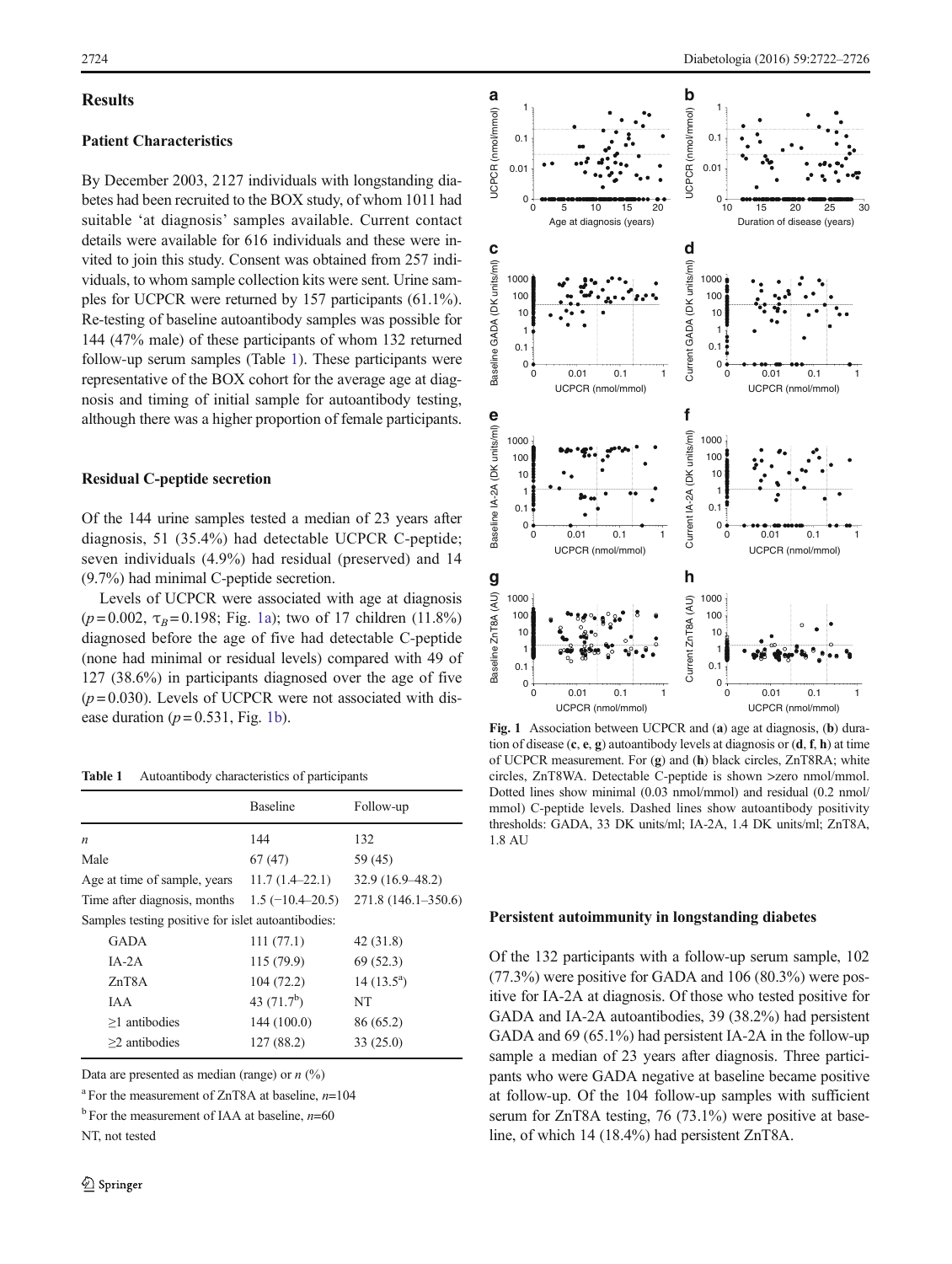## Results

### Patient Characteristics

By December 2003, 2127 individuals with longstanding diabetes had been recruited to the BOX study, of whom 1011 had suitable 'at diagnosis' samples available. Current contact details were available for 616 individuals and these were invited to join this study. Consent was obtained from 257 individuals, to whom sample collection kits were sent. Urine samples for UCPCR were returned by 157 participants (61.1%). Re-testing of baseline autoantibody samples was possible for 144 (47% male) of these participants of whom 132 returned follow-up serum samples (Table 1). These participants were representative of the BOX cohort for the average age at diagnosis and timing of initial sample for autoantibody testing, although there was a higher proportion of female participants.

### Residual C-peptide secretion

Of the 144 urine samples tested a median of 23 years after diagnosis, 51 (35.4%) had detectable UCPCR C-peptide; seven individuals (4.9%) had residual (preserved) and 14 (9.7%) had minimal C-peptide secretion.

Levels of UCPCR were associated with age at diagnosis ($p = 0.002$, $\tau_B = 0.198$; Fig. 1a); two of 17 children (11.8%) diagnosed before the age of five had detectable C-peptide (none had minimal or residual levels) compared with 49 of 127 (38.6%) in participants diagnosed over the age of five ($p = 0.030$). Levels of UCPCR were not associated with disease duration ($p = 0.531$, Fig. 1b).

**Table 1** Autoantibody characteristics of participants

| | Baseline | Follow-up |
|---|---|---|
| *n* | 144 | 132 |
| Male | 67 (47) | 59 (45) |
| Age at time of sample, years | 11.7 (1.4–22.1) | 32.9 (16.9–48.2) |
| Time after diagnosis, months | 1.5 (−10.4–20.5) | 271.8 (146.1–350.6) |
| Samples testing positive for islet autoantibodies: | | |
| GADA | 111 (77.1) | 42 (31.8) |
| IA-2A | 115 (79.9) | 69 (52.3) |
| ZnT8A | 104 (72.2) | 14 (13.5[a]) |
| IAA | 43 (71.7[b]) | NT |
| ≥1 antibodies | 144 (100.0) | 86 (65.2) |
| ≥2 antibodies | 127 (88.2) | 33 (25.0) |

Data are presented as median (range) or *n* (%)

[a] For the measurement of ZnT8A at baseline, *n*=104

[b] For the measurement of IAA at baseline, *n*=60

NT, not tested

**Fig. 1** Association between UCPCR and (**a**) age at diagnosis, (**b**) duration of disease (**c**, **e**, **g**) autoantibody levels at diagnosis or (**d**, **f**, **h**) at time of UCPCR measurement. For (**g**) and (**h**) black circles, ZnT8RA; white circles, ZnT8WA. Detectable C-peptide is shown >zero nmol/mmol. Dotted lines show minimal (0.03 nmol/mmol) and residual (0.2 nmol/mmol) C-peptide levels. Dashed lines show autoantibody positivity thresholds: GADA, 33 DK units/ml; IA-2A, 1.4 DK units/ml; ZnT8A, 1.8 AU

### Persistent autoimmunity in longstanding diabetes

Of the 132 participants with a follow-up serum sample, 102 (77.3%) were positive for GADA and 106 (80.3%) were positive for IA-2A at diagnosis. Of those who tested positive for GADA and IA-2A autoantibodies, 39 (38.2%) had persistent GADA and 69 (65.1%) had persistent IA-2A in the follow-up sample a median of 23 years after diagnosis. Three participants who were GADA negative at baseline became positive at follow-up. Of the 104 follow-up samples with sufficient serum for ZnT8A testing, 76 (73.1%) were positive at baseline, of which 14 (18.4%) had persistent ZnT8A.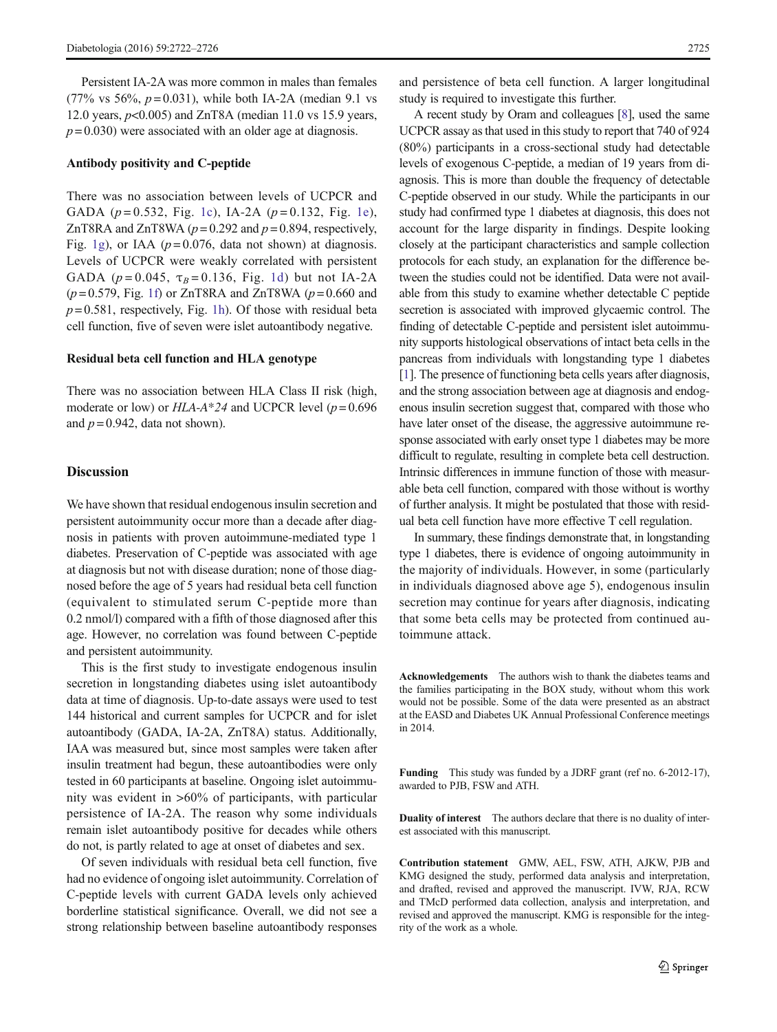Persistent IA-2A was more common in males than females (77% vs 56%, $p = 0.031$), while both IA-2A (median 9.1 vs 12.0 years, $p < 0.005$) and ZnT8A (median 11.0 vs 15.9 years, $p = 0.030$) were associated with an older age at diagnosis.

### Antibody positivity and C-peptide

There was no association between levels of UCPCR and GADA ($p = 0.532$, Fig. 1c), IA-2A ($p = 0.132$, Fig. 1e), ZnT8RA and ZnT8WA ($p = 0.292$ and $p = 0.894$, respectively, Fig. 1g), or IAA ($p = 0.076$, data not shown) at diagnosis. Levels of UCPCR were weakly correlated with persistent GADA ($p = 0.045$, $\tau_B = 0.136$, Fig. 1d) but not IA-2A ($p = 0.579$, Fig. 1f) or ZnT8RA and ZnT8WA ($p = 0.660$ and $p = 0.581$, respectively, Fig. 1h). Of those with residual beta cell function, five of seven were islet autoantibody negative.

### Residual beta cell function and HLA genotype

There was no association between HLA Class II risk (high, moderate or low) or *HLA-A\*24* and UCPCR level ($p = 0.696$ and $p = 0.942$, data not shown).

## Discussion

We have shown that residual endogenous insulin secretion and persistent autoimmunity occur more than a decade after diagnosis in patients with proven autoimmune-mediated type 1 diabetes. Preservation of C-peptide was associated with age at diagnosis but not with disease duration; none of those diagnosed before the age of 5 years had residual beta cell function (equivalent to stimulated serum C-peptide more than 0.2 nmol/l) compared with a fifth of those diagnosed after this age. However, no correlation was found between C-peptide and persistent autoimmunity.

This is the first study to investigate endogenous insulin secretion in longstanding diabetes using islet autoantibody data at time of diagnosis. Up-to-date assays were used to test 144 historical and current samples for UCPCR and for islet autoantibody (GADA, IA-2A, ZnT8A) status. Additionally, IAA was measured but, since most samples were taken after insulin treatment had begun, these autoantibodies were only tested in 60 participants at baseline. Ongoing islet autoimmunity was evident in >60% of participants, with particular persistence of IA-2A. The reason why some individuals remain islet autoantibody positive for decades while others do not, is partly related to age at onset of diabetes and sex.

Of seven individuals with residual beta cell function, five had no evidence of ongoing islet autoimmunity. Correlation of C-peptide levels with current GADA levels only achieved borderline statistical significance. Overall, we did not see a strong relationship between baseline autoantibody responses and persistence of beta cell function. A larger longitudinal study is required to investigate this further.

A recent study by Oram and colleagues [8], used the same UCPCR assay as that used in this study to report that 740 of 924 (80%) participants in a cross-sectional study had detectable levels of exogenous C-peptide, a median of 19 years from diagnosis. This is more than double the frequency of detectable C-peptide observed in our study. While the participants in our study had confirmed type 1 diabetes at diagnosis, this does not account for the large disparity in findings. Despite looking closely at the participant characteristics and sample collection protocols for each study, an explanation for the difference between the studies could not be identified. Data were not available from this study to examine whether detectable C peptide secretion is associated with improved glycaemic control. The finding of detectable C-peptide and persistent islet autoimmunity supports histological observations of intact beta cells in the pancreas from individuals with longstanding type 1 diabetes [1]. The presence of functioning beta cells years after diagnosis, and the strong association between age at diagnosis and endogenous insulin secretion suggest that, compared with those who have later onset of the disease, the aggressive autoimmune response associated with early onset type 1 diabetes may be more difficult to regulate, resulting in complete beta cell destruction. Intrinsic differences in immune function of those with measurable beta cell function, compared with those without is worthy of further analysis. It might be postulated that those with residual beta cell function have more effective T cell regulation.

In summary, these findings demonstrate that, in longstanding type 1 diabetes, there is evidence of ongoing autoimmunity in the majority of individuals. However, in some (particularly in individuals diagnosed above age 5), endogenous insulin secretion may continue for years after diagnosis, indicating that some beta cells may be protected from continued autoimmune attack.

**Acknowledgements** The authors wish to thank the diabetes teams and the families participating in the BOX study, without whom this work would not be possible. Some of the data were presented as an abstract at the EASD and Diabetes UK Annual Professional Conference meetings in 2014.

**Funding** This study was funded by a JDRF grant (ref no. 6-2012-17), awarded to PJB, FSW and ATH.

**Duality of interest** The authors declare that there is no duality of interest associated with this manuscript.

**Contribution statement** GMW, AEL, FSW, ATH, AJKW, PJB and KMG designed the study, performed data analysis and interpretation, and drafted, revised and approved the manuscript. IVW, RJA, RCW and TMcD performed data collection, analysis and interpretation, and revised and approved the manuscript. KMG is responsible for the integrity of the work as a whole.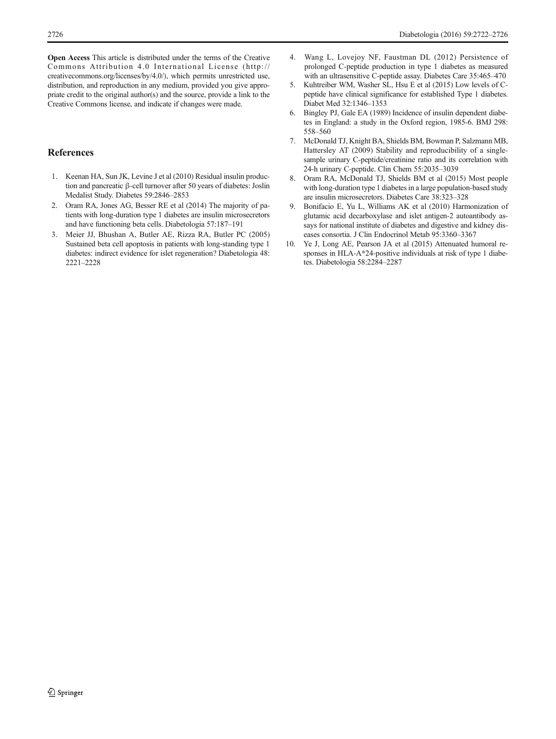**Open Access** This article is distributed under the terms of the Creative Commons Attribution 4.0 International License (http://creativecommons.org/licenses/by/4.0/), which permits unrestricted use, distribution, and reproduction in any medium, provided you give appropriate credit to the original author(s) and the source, provide a link to the Creative Commons license, and indicate if changes were made.

## References

1. Keenan HA, Sun JK, Levine J et al (2010) Residual insulin production and pancreatic β-cell turnover after 50 years of diabetes: Joslin Medalist Study. Diabetes 59:2846–2853
2. Oram RA, Jones AG, Besser RE et al (2014) The majority of patients with long-duration type 1 diabetes are insulin microsecretors and have functioning beta cells. Diabetologia 57:187–191
3. Meier JJ, Bhushan A, Butler AE, Rizza RA, Butler PC (2005) Sustained beta cell apoptosis in patients with long-standing type 1 diabetes: indirect evidence for islet regeneration? Diabetologia 48: 2221–2228
4. Wang L, Lovejoy NF, Faustman DL (2012) Persistence of prolonged C-peptide production in type 1 diabetes as measured with an ultrasensitive C-peptide assay. Diabetes Care 35:465–470
5. Kuhtreiber WM, Washer SL, Hsu E et al (2015) Low levels of C-peptide have clinical significance for established Type 1 diabetes. Diabet Med 32:1346–1353
6. Bingley PJ, Gale EA (1989) Incidence of insulin dependent diabetes in England: a study in the Oxford region, 1985-6. BMJ 298: 558–560
7. McDonald TJ, Knight BA, Shields BM, Bowman P, Salzmann MB, Hattersley AT (2009) Stability and reproducibility of a single-sample urinary C-peptide/creatinine ratio and its correlation with 24-h urinary C-peptide. Clin Chem 55:2035–3039
8. Oram RA, McDonald TJ, Shields BM et al (2015) Most people with long-duration type 1 diabetes in a large population-based study are insulin microsecretors. Diabetes Care 38:323–328
9. Bonifacio E, Yu L, Williams AK et al (2010) Harmonization of glutamic acid decarboxylase and islet antigen-2 autoantibody assays for national institute of diabetes and digestive and kidney diseases consortia. J Clin Endocrinol Metab 95:3360–3367
10. Ye J, Long AE, Pearson JA et al (2015) Attenuated humoral responses in HLA-A*24-positive individuals at risk of type 1 diabetes. Diabetologia 58:2284–2287